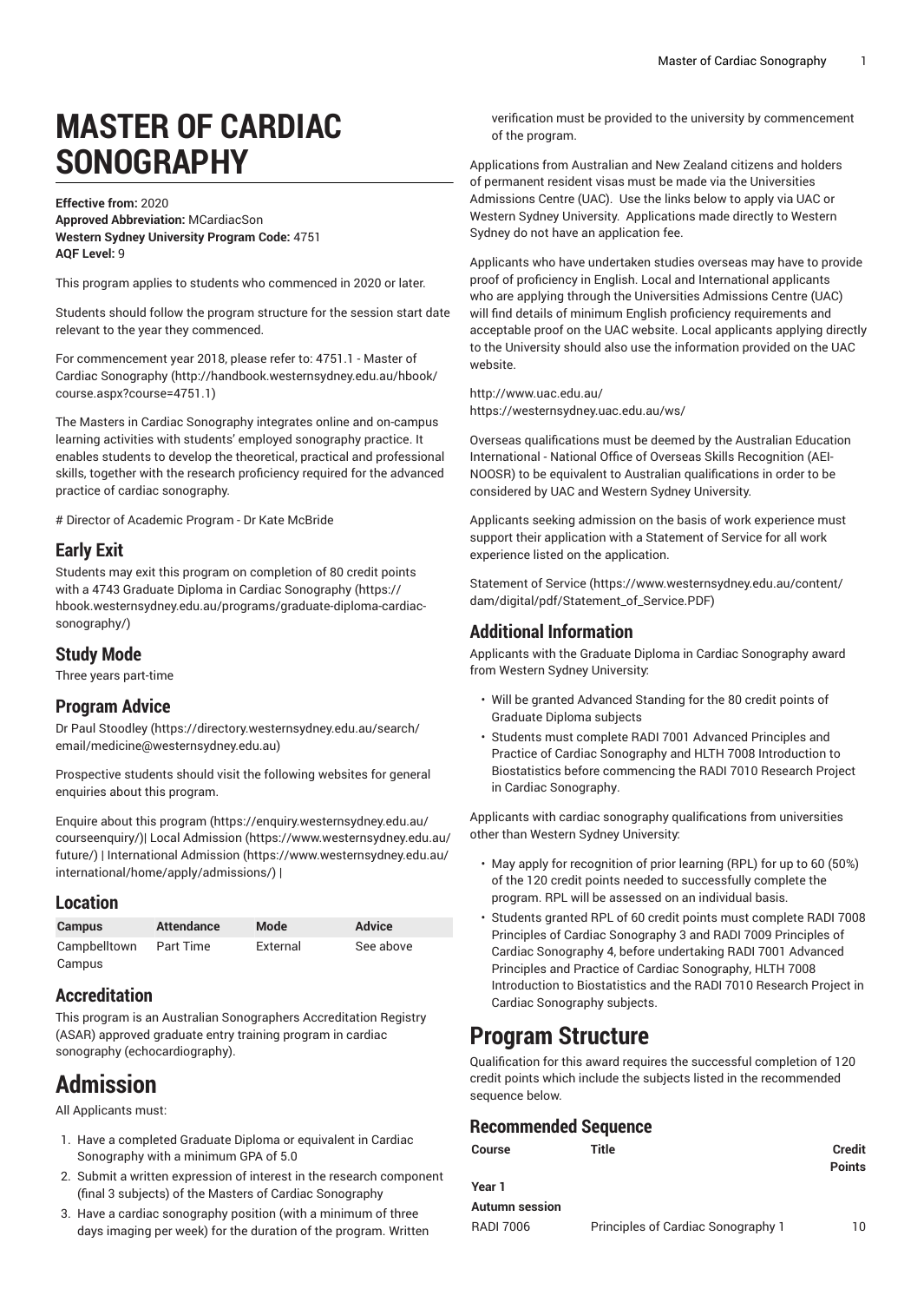# MASTER OF CARDIAC SONOGRAPHY

**Effective from:** 2020
**Approved Abbreviation:** MCardiacSon
**Western Sydney University Program Code:** 4751
**AQF Level:** 9

This program applies to students who commenced in 2020 or later.

Students should follow the program structure for the session start date relevant to the year they commenced.

For commencement year 2018, please refer to: 4751.1 - Master of Cardiac Sonography (http://handbook.westernsydney.edu.au/hbook/course.aspx?course=4751.1)

The Masters in Cardiac Sonography integrates online and on-campus learning activities with students' employed sonography practice. It enables students to develop the theoretical, practical and professional skills, together with the research proficiency required for the advanced practice of cardiac sonography.

# Director of Academic Program - Dr Kate McBride

## Early Exit

Students may exit this program on completion of 80 credit points with a 4743 Graduate Diploma in Cardiac Sonography (https://hbook.westernsydney.edu.au/programs/graduate-diploma-cardiac-sonography/)

## Study Mode

Three years part-time

## Program Advice

Dr Paul Stoodley (https://directory.westernsydney.edu.au/search/email/medicine@westernsydney.edu.au)

Prospective students should visit the following websites for general enquiries about this program.

Enquire about this program (https://enquiry.westernsydney.edu.au/courseenquiry/)| Local Admission (https://www.westernsydney.edu.au/future/) | International Admission (https://www.westernsydney.edu.au/international/home/apply/admissions/) |

## Location

| Campus | Attendance | Mode | Advice |
|---|---|---|---|
| Campbelltown Campus | Part Time | External | See above |

## Accreditation

This program is an Australian Sonographers Accreditation Registry (ASAR) approved graduate entry training program in cardiac sonography (echocardiography).

# Admission

All Applicants must:

1. Have a completed Graduate Diploma or equivalent in Cardiac Sonography with a minimum GPA of 5.0
2. Submit a written expression of interest in the research component (final 3 subjects) of the Masters of Cardiac Sonography
3. Have a cardiac sonography position (with a minimum of three days imaging per week) for the duration of the program. Written verification must be provided to the university by commencement of the program.

Applications from Australian and New Zealand citizens and holders of permanent resident visas must be made via the Universities Admissions Centre (UAC). Use the links below to apply via UAC or Western Sydney University. Applications made directly to Western Sydney do not have an application fee.

Applicants who have undertaken studies overseas may have to provide proof of proficiency in English. Local and International applicants who are applying through the Universities Admissions Centre (UAC) will find details of minimum English proficiency requirements and acceptable proof on the UAC website. Local applicants applying directly to the University should also use the information provided on the UAC website.

http://www.uac.edu.au/
https://westernsydney.uac.edu.au/ws/

Overseas qualifications must be deemed by the Australian Education International - National Office of Overseas Skills Recognition (AEI-NOOSR) to be equivalent to Australian qualifications in order to be considered by UAC and Western Sydney University.

Applicants seeking admission on the basis of work experience must support their application with a Statement of Service for all work experience listed on the application.

Statement of Service (https://www.westernsydney.edu.au/content/dam/digital/pdf/Statement_of_Service.PDF)

## Additional Information

Applicants with the Graduate Diploma in Cardiac Sonography award from Western Sydney University:

- Will be granted Advanced Standing for the 80 credit points of Graduate Diploma subjects
- Students must complete RADI 7001 Advanced Principles and Practice of Cardiac Sonography and HLTH 7008 Introduction to Biostatistics before commencing the RADI 7010 Research Project in Cardiac Sonography.

Applicants with cardiac sonography qualifications from universities other than Western Sydney University:

- May apply for recognition of prior learning (RPL) for up to 60 (50%) of the 120 credit points needed to successfully complete the program. RPL will be assessed on an individual basis.
- Students granted RPL of 60 credit points must complete RADI 7008 Principles of Cardiac Sonography 3 and RADI 7009 Principles of Cardiac Sonography 4, before undertaking RADI 7001 Advanced Principles and Practice of Cardiac Sonography, HLTH 7008 Introduction to Biostatistics and the RADI 7010 Research Project in Cardiac Sonography subjects.

# Program Structure

Qualification for this award requires the successful completion of 120 credit points which include the subjects listed in the recommended sequence below.

## Recommended Sequence

| Course | Title | Credit Points |
|---|---|---|
| **Year 1** | | |
| **Autumn session** | | |
| RADI 7006 | Principles of Cardiac Sonography 1 | 10 |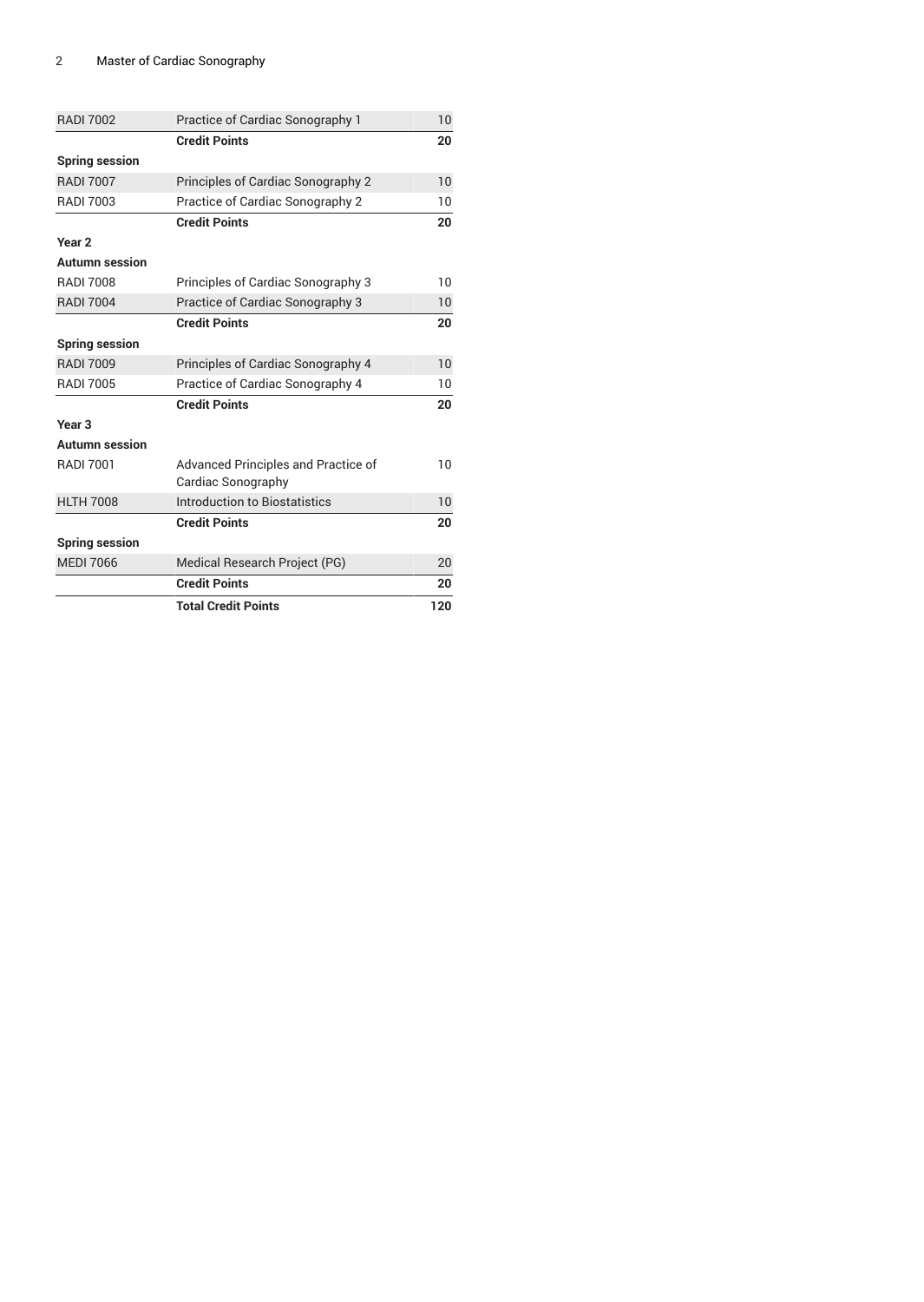| | | |
|---|---|---|
| RADI 7002 | Practice of Cardiac Sonography 1 | 10 |
| | **Credit Points** | **20** |
| **Spring session** | | |
| RADI 7007 | Principles of Cardiac Sonography 2 | 10 |
| RADI 7003 | Practice of Cardiac Sonography 2 | 10 |
| | **Credit Points** | **20** |
| **Year 2** | | |
| **Autumn session** | | |
| RADI 7008 | Principles of Cardiac Sonography 3 | 10 |
| RADI 7004 | Practice of Cardiac Sonography 3 | 10 |
| | **Credit Points** | **20** |
| **Spring session** | | |
| RADI 7009 | Principles of Cardiac Sonography 4 | 10 |
| RADI 7005 | Practice of Cardiac Sonography 4 | 10 |
| | **Credit Points** | **20** |
| **Year 3** | | |
| **Autumn session** | | |
| RADI 7001 | Advanced Principles and Practice of Cardiac Sonography | 10 |
| HLTH 7008 | Introduction to Biostatistics | 10 |
| | **Credit Points** | **20** |
| **Spring session** | | |
| MEDI 7066 | Medical Research Project (PG) | 20 |
| | **Credit Points** | **20** |
| | **Total Credit Points** | **120** |